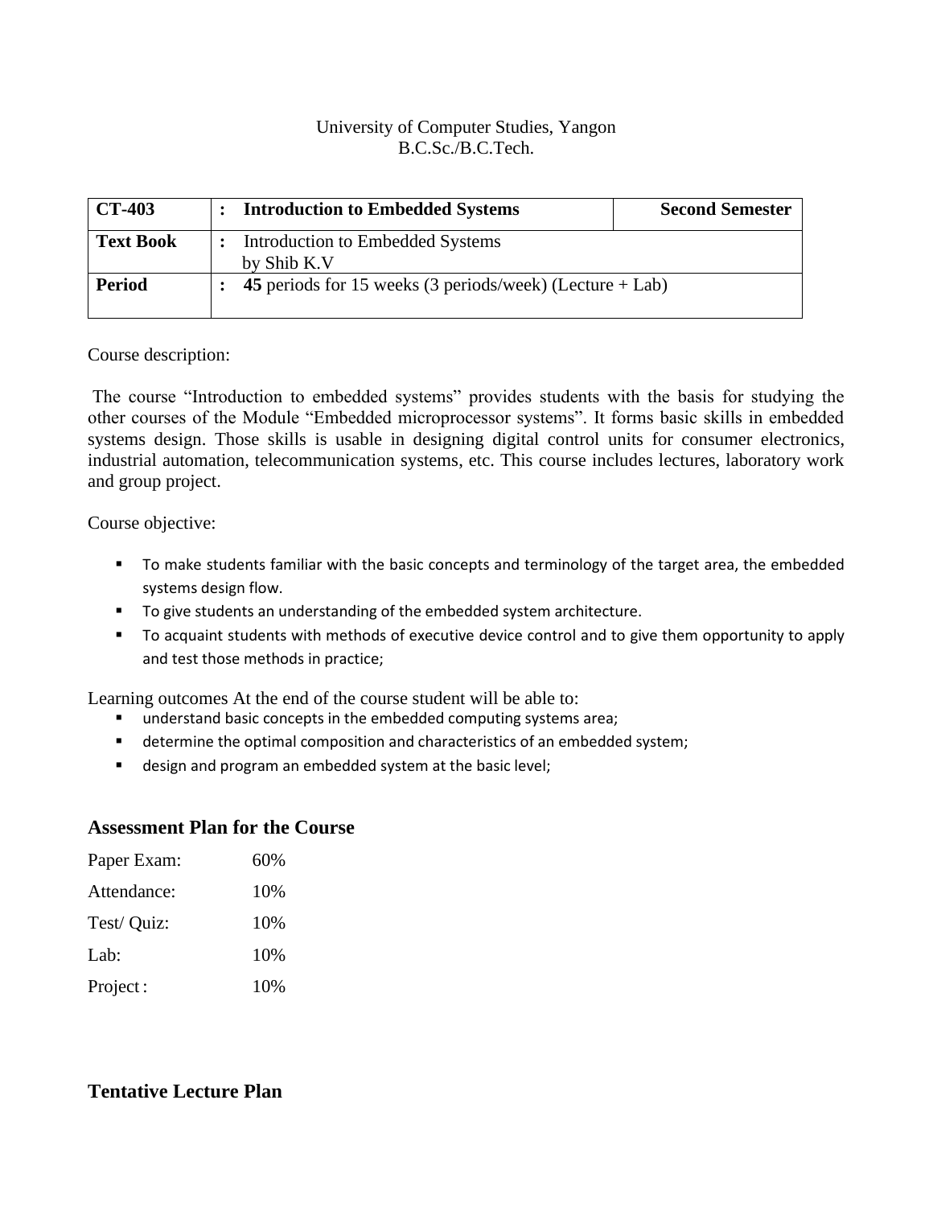University of Computer Studies, Yangon
B.C.Sc./B.C.Tech.

| CT-403 | : | Introduction to Embedded Systems | Second Semester |
|---|---|---|---|
| **Text Book** | : | Introduction to Embedded Systems by Shib K.V | |
| **Period** | : | **45** periods for 15 weeks (3 periods/week) (Lecture + Lab) | |

Course description:

The course "Introduction to embedded systems" provides students with the basis for studying the other courses of the Module "Embedded microprocessor systems". It forms basic skills in embedded systems design. Those skills is usable in designing digital control units for consumer electronics, industrial automation, telecommunication systems, etc. This course includes lectures, laboratory work and group project.

Course objective:

- To make students familiar with the basic concepts and terminology of the target area, the embedded systems design flow.
- To give students an understanding of the embedded system architecture.
- To acquaint students with methods of executive device control and to give them opportunity to apply and test those methods in practice;

Learning outcomes At the end of the course student will be able to:

- understand basic concepts in the embedded computing systems area;
- determine the optimal composition and characteristics of an embedded system;
- design and program an embedded system at the basic level;

## Assessment Plan for the Course

| | |
|---|---|
| Paper Exam: | 60% |
| Attendance: | 10% |
| Test/ Quiz: | 10% |
| Lab: | 10% |
| Project : | 10% |

## Tentative Lecture Plan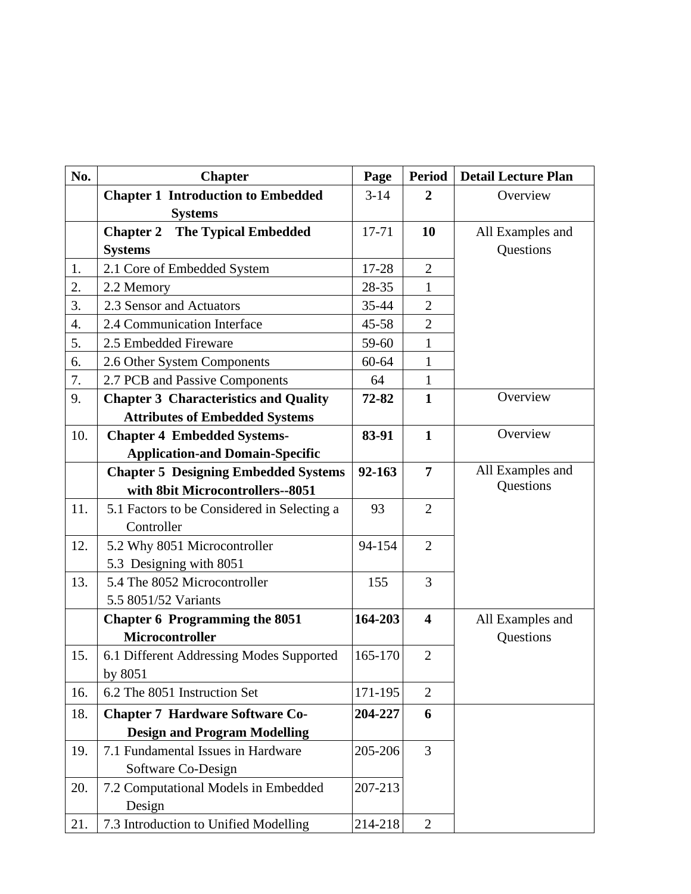| No. | Chapter | Page | Period | Detail Lecture Plan |
|---|---|---|---|---|
| | **Chapter 1 Introduction to Embedded Systems** | 3-14 | **2** | Overview |
| | **Chapter 2 The Typical Embedded Systems** | 17-71 | **10** | All Examples and Questions |
| 1. | 2.1 Core of Embedded System | 17-28 | 2 | |
| 2. | 2.2 Memory | 28-35 | 1 | |
| 3. | 2.3 Sensor and Actuators | 35-44 | 2 | |
| 4. | 2.4 Communication Interface | 45-58 | 2 | |
| 5. | 2.5 Embedded Fireware | 59-60 | 1 | |
| 6. | 2.6 Other System Components | 60-64 | 1 | |
| 7. | 2.7 PCB and Passive Components | 64 | 1 | |
| 9. | **Chapter 3 Characteristics and Quality Attributes of Embedded Systems** | **72-82** | **1** | Overview |
| 10. | **Chapter 4 Embedded Systems-Application-and Domain-Specific** | **83-91** | **1** | Overview |
| | **Chapter 5 Designing Embedded Systems with 8bit Microcontrollers--8051** | **92-163** | **7** | All Examples and Questions |
| 11. | 5.1 Factors to be Considered in Selecting a Controller | 93 | 2 | |
| 12. | 5.2 Why 8051 Microcontroller<br>5.3 Designing with 8051 | 94-154 | 2 | |
| 13. | 5.4 The 8052 Microcontroller<br>5.5 8051/52 Variants | 155 | 3 | |
| | **Chapter 6 Programming the 8051 Microcontroller** | **164-203** | **4** | All Examples and Questions |
| 15. | 6.1 Different Addressing Modes Supported by 8051 | 165-170 | 2 | |
| 16. | 6.2 The 8051 Instruction Set | 171-195 | 2 | |
| 18. | **Chapter 7 Hardware Software Co-Design and Program Modelling** | **204-227** | **6** | |
| 19. | 7.1 Fundamental Issues in Hardware Software Co-Design | 205-206 | 3 | |
| 20. | 7.2 Computational Models in Embedded Design | 207-213 | | |
| 21. | 7.3 Introduction to Unified Modelling | 214-218 | 2 | |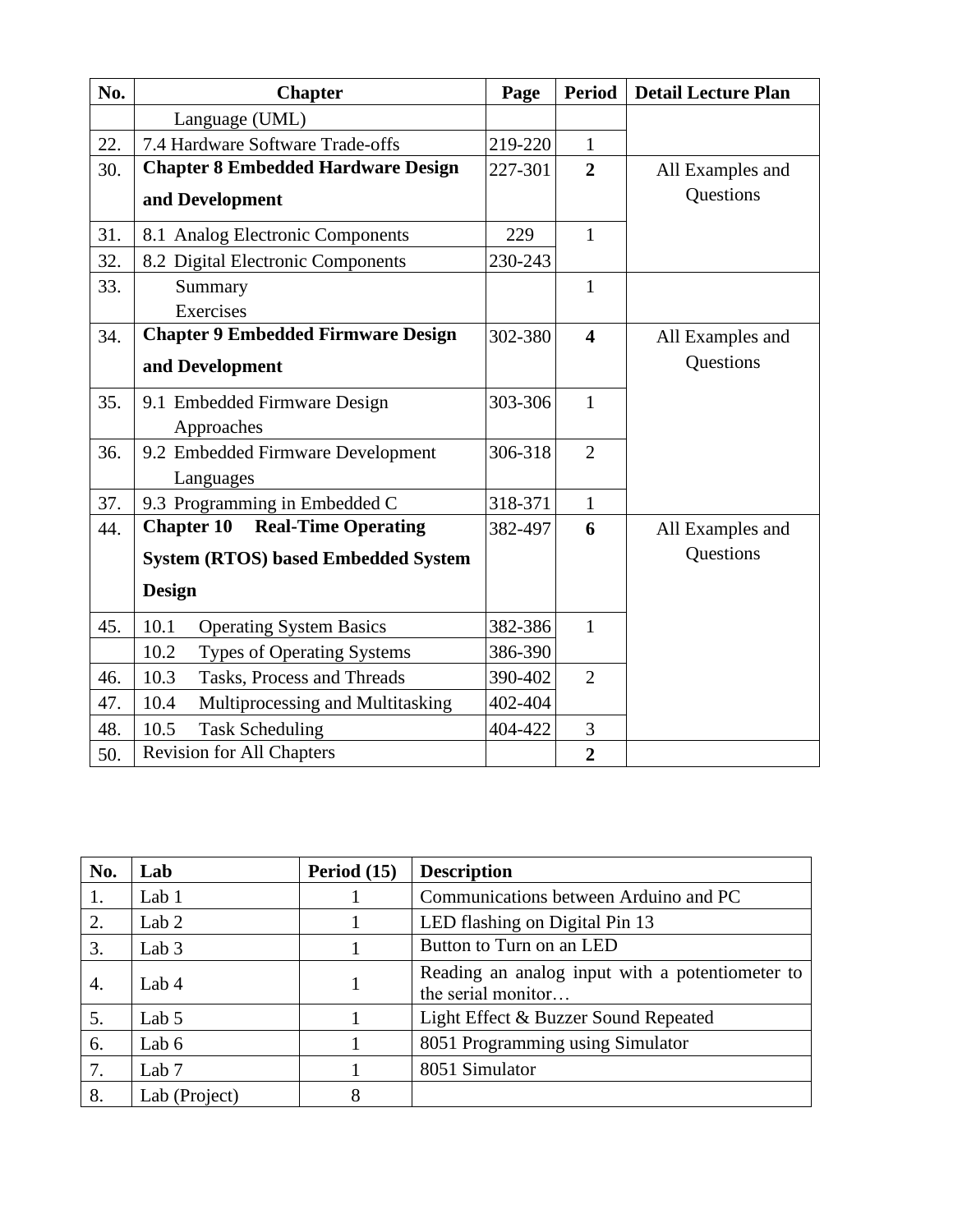| No. | Chapter | Page | Period | Detail Lecture Plan |
|---|---|---|---|---|
| | Language (UML) | | | |
| 22. | 7.4 Hardware Software Trade-offs | 219-220 | 1 | |
| 30. | **Chapter 8 Embedded Hardware Design and Development** | 227-301 | **2** | All Examples and Questions |
| 31. | 8.1 Analog Electronic Components | 229 | 1 | |
| 32. | 8.2 Digital Electronic Components | 230-243 | | |
| 33. | Summary<br>Exercises | | 1 | |
| 34. | **Chapter 9 Embedded Firmware Design and Development** | 302-380 | **4** | All Examples and Questions |
| 35. | 9.1 Embedded Firmware Design Approaches | 303-306 | 1 | |
| 36. | 9.2 Embedded Firmware Development Languages | 306-318 | 2 | |
| 37. | 9.3 Programming in Embedded C | 318-371 | 1 | |
| 44. | **Chapter 10 Real-Time Operating System (RTOS) based Embedded System Design** | 382-497 | **6** | All Examples and Questions |
| 45. | 10.1 Operating System Basics | 382-386 | 1 | |
| | 10.2 Types of Operating Systems | 386-390 | | |
| 46. | 10.3 Tasks, Process and Threads | 390-402 | 2 | |
| 47. | 10.4 Multiprocessing and Multitasking | 402-404 | | |
| 48. | 10.5 Task Scheduling | 404-422 | 3 | |
| 50. | Revision for All Chapters | | **2** | |

| No. | Lab | Period (15) | Description |
|---|---|---|---|
| 1. | Lab 1 | 1 | Communications between Arduino and PC |
| 2. | Lab 2 | 1 | LED flashing on Digital Pin 13 |
| 3. | Lab 3 | 1 | Button to Turn on an LED |
| 4. | Lab 4 | 1 | Reading an analog input with a potentiometer to the serial monitor… |
| 5. | Lab 5 | 1 | Light Effect & Buzzer Sound Repeated |
| 6. | Lab 6 | 1 | 8051 Programming using Simulator |
| 7. | Lab 7 | 1 | 8051 Simulator |
| 8. | Lab (Project) | 8 | |